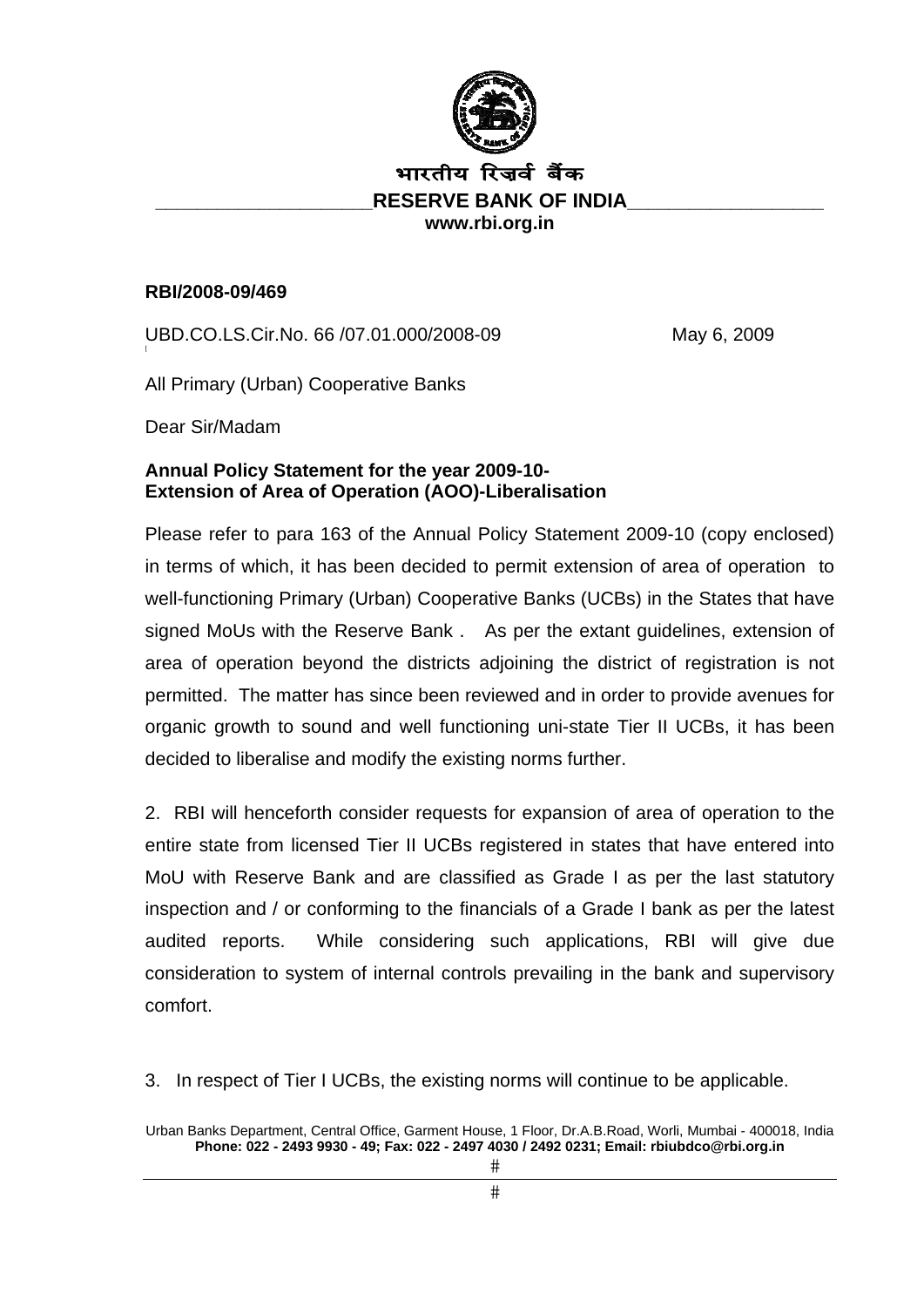भारतीय रिज़र्व बैंक

**RESERVE BANK OF INDIA**

**www.rbi.org.in**

**RBI/2008-09/469**

UBD.CO.LS.Cir.No. 66 /07.01.000/2008-09 May 6, 2009

All Primary (Urban) Cooperative Banks

Dear Sir/Madam

**Annual Policy Statement for the year 2009-10-**
**Extension of Area of Operation (AOO)-Liberalisation**

Please refer to para 163 of the Annual Policy Statement 2009-10 (copy enclosed) in terms of which, it has been decided to permit extension of area of operation to well-functioning Primary (Urban) Cooperative Banks (UCBs) in the States that have signed MoUs with the Reserve Bank . As per the extant guidelines, extension of area of operation beyond the districts adjoining the district of registration is not permitted. The matter has since been reviewed and in order to provide avenues for organic growth to sound and well functioning uni-state Tier II UCBs, it has been decided to liberalise and modify the existing norms further.

2. RBI will henceforth consider requests for expansion of area of operation to the entire state from licensed Tier II UCBs registered in states that have entered into MoU with Reserve Bank and are classified as Grade I as per the last statutory inspection and / or conforming to the financials of a Grade I bank as per the latest audited reports. While considering such applications, RBI will give due consideration to system of internal controls prevailing in the bank and supervisory comfort.

3. In respect of Tier I UCBs, the existing norms will continue to be applicable.

Urban Banks Department, Central Office, Garment House, 1 Floor, Dr.A.B.Road, Worli, Mumbai - 400018, India
**Phone: 022 - 2493 9930 - 49; Fax: 022 - 2497 4030 / 2492 0231; Email: rbiubdco@rbi.org.in**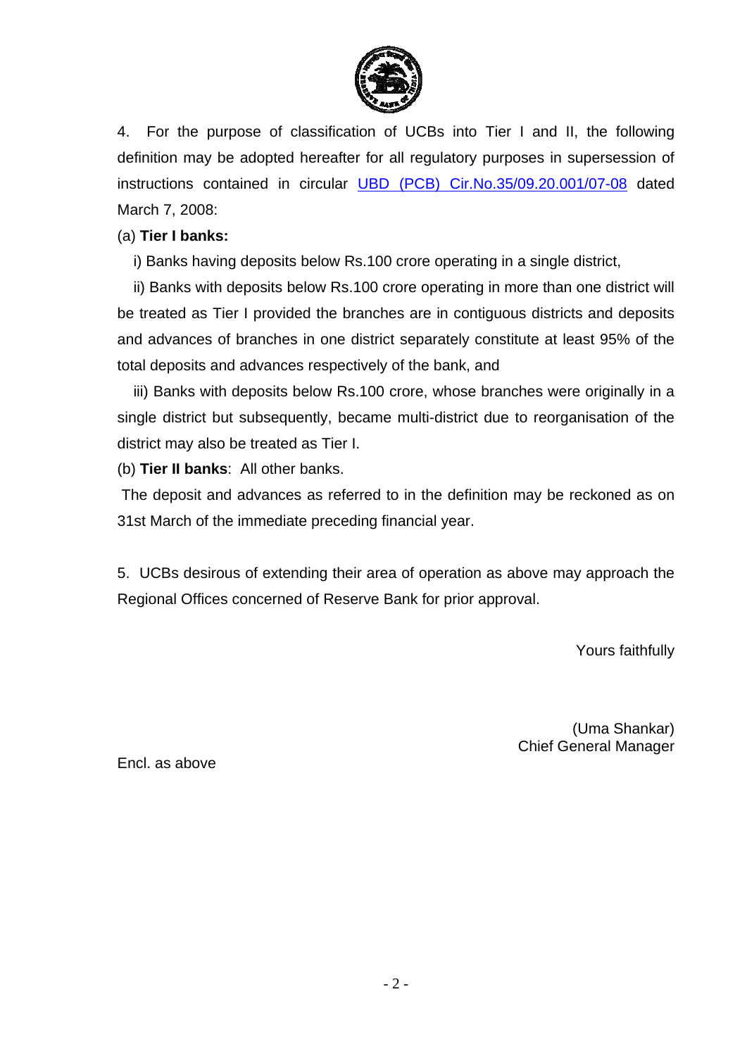4. For the purpose of classification of UCBs into Tier I and II, the following definition may be adopted hereafter for all regulatory purposes in supersession of instructions contained in circular UBD (PCB) Cir.No.35/09.20.001/07-08 dated March 7, 2008:

(a) **Tier I banks:**

i) Banks having deposits below Rs.100 crore operating in a single district,

ii) Banks with deposits below Rs.100 crore operating in more than one district will be treated as Tier I provided the branches are in contiguous districts and deposits and advances of branches in one district separately constitute at least 95% of the total deposits and advances respectively of the bank, and

iii) Banks with deposits below Rs.100 crore, whose branches were originally in a single district but subsequently, became multi-district due to reorganisation of the district may also be treated as Tier I.

(b) **Tier II banks**: All other banks.

The deposit and advances as referred to in the definition may be reckoned as on 31st March of the immediate preceding financial year.

5. UCBs desirous of extending their area of operation as above may approach the Regional Offices concerned of Reserve Bank for prior approval.

Yours faithfully

(Uma Shankar)
Chief General Manager

Encl. as above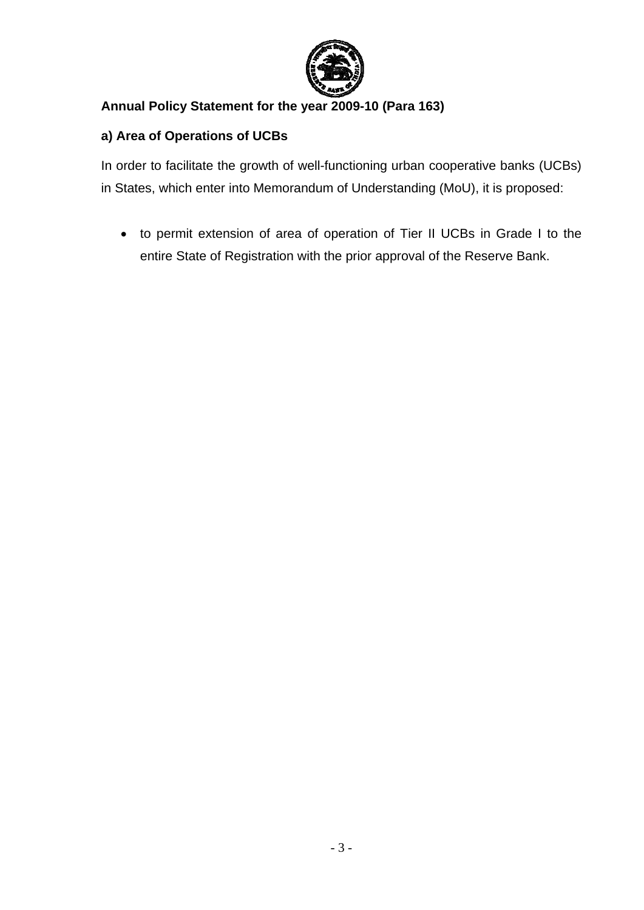**Annual Policy Statement for the year 2009-10 (Para 163)**

**a) Area of Operations of UCBs**

In order to facilitate the growth of well-functioning urban cooperative banks (UCBs) in States, which enter into Memorandum of Understanding (MoU), it is proposed:

- to permit extension of area of operation of Tier II UCBs in Grade I to the entire State of Registration with the prior approval of the Reserve Bank.